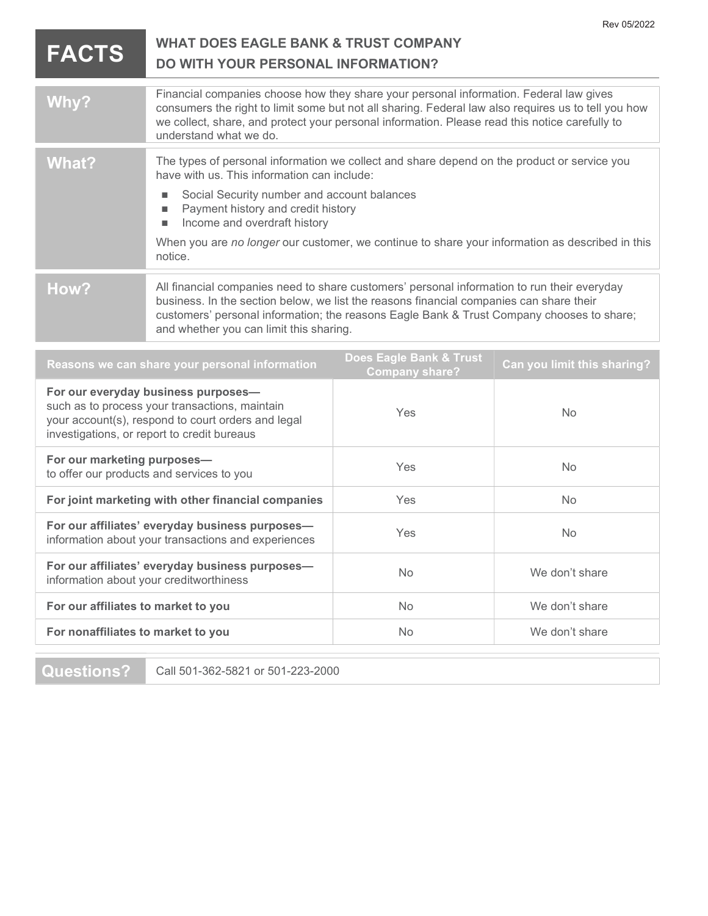Rev 05/2022

# FACTS — WHAT DOES EAGLE BANK & TRUST COMPANY DO WITH YOUR PERSONAL INFORMATION?

## Why?

Financial companies choose how they share your personal information. Federal law gives consumers the right to limit some but not all sharing. Federal law also requires us to tell you how we collect, share, and protect your personal information. Please read this notice carefully to understand what we do.

## What?

The types of personal information we collect and share depend on the product or service you have with us. This information can include:

- Social Security number and account balances
- Payment history and credit history
- Income and overdraft history

When you are *no longer* our customer, we continue to share your information as described in this notice.

## How?

All financial companies need to share customers' personal information to run their everyday business. In the section below, we list the reasons financial companies can share their customers' personal information; the reasons Eagle Bank & Trust Company chooses to share; and whether you can limit this sharing.

| Reasons we can share your personal information | Does Eagle Bank & Trust Company share? | Can you limit this sharing? |
|---|---|---|
| **For our everyday business purposes—** such as to process your transactions, maintain your account(s), respond to court orders and legal investigations, or report to credit bureaus | Yes | No |
| **For our marketing purposes—** to offer our products and services to you | Yes | No |
| **For joint marketing with other financial companies** | Yes | No |
| **For our affiliates' everyday business purposes—** information about your transactions and experiences | Yes | No |
| **For our affiliates' everyday business purposes—** information about your creditworthiness | No | We don't share |
| **For our affiliates to market to you** | No | We don't share |
| **For nonaffiliates to market to you** | No | We don't share |

## Questions?

Call 501-362-5821 or 501-223-2000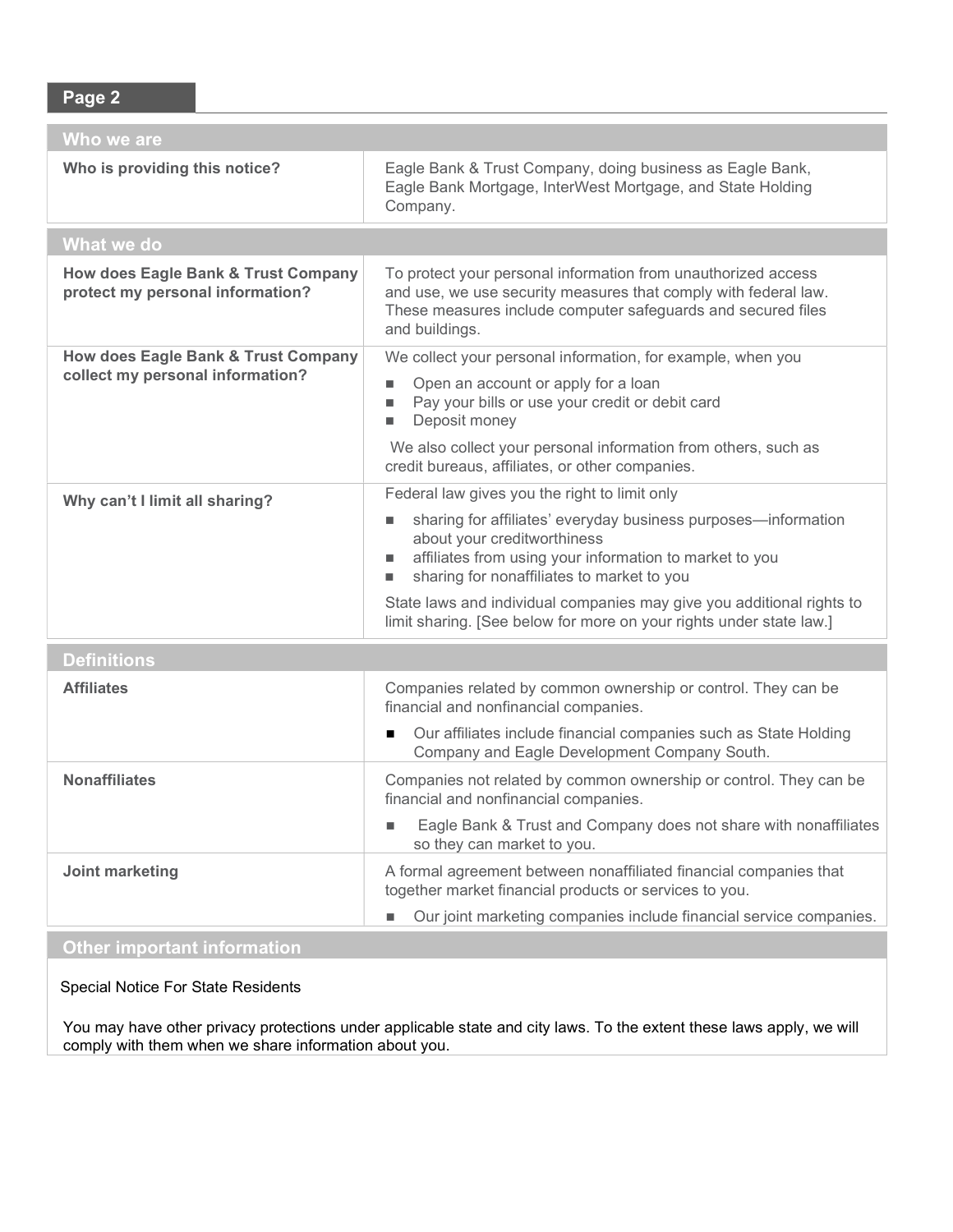## Page 2

| Who we are | |
|---|---|
| **Who is providing this notice?** | Eagle Bank & Trust Company, doing business as Eagle Bank, Eagle Bank Mortgage, InterWest Mortgage, and State Holding Company. |

| What we do | |
|---|---|
| **How does Eagle Bank & Trust Company protect my personal information?** | To protect your personal information from unauthorized access and use, we use security measures that comply with federal law. These measures include computer safeguards and secured files and buildings. |
| **How does Eagle Bank & Trust Company collect my personal information?** | We collect your personal information, for example, when you<br>■ Open an account or apply for a loan<br>■ Pay your bills or use your credit or debit card<br>■ Deposit money<br>We also collect your personal information from others, such as credit bureaus, affiliates, or other companies. |
| **Why can't I limit all sharing?** | Federal law gives you the right to limit only<br>■ sharing for affiliates' everyday business purposes—information about your creditworthiness<br>■ affiliates from using your information to market to you<br>■ sharing for nonaffiliates to market to you<br>State laws and individual companies may give you additional rights to limit sharing. [See below for more on your rights under state law.] |

| Definitions | |
|---|---|
| **Affiliates** | Companies related by common ownership or control. They can be financial and nonfinancial companies.<br>■ Our affiliates include financial companies such as State Holding Company and Eagle Development Company South. |
| **Nonaffiliates** | Companies not related by common ownership or control. They can be financial and nonfinancial companies.<br>■ Eagle Bank & Trust and Company does not share with nonaffiliates so they can market to you. |
| **Joint marketing** | A formal agreement between nonaffiliated financial companies that together market financial products or services to you.<br>■ Our joint marketing companies include financial service companies. |

### Other important information

Special Notice For State Residents

You may have other privacy protections under applicable state and city laws. To the extent these laws apply, we will comply with them when we share information about you.